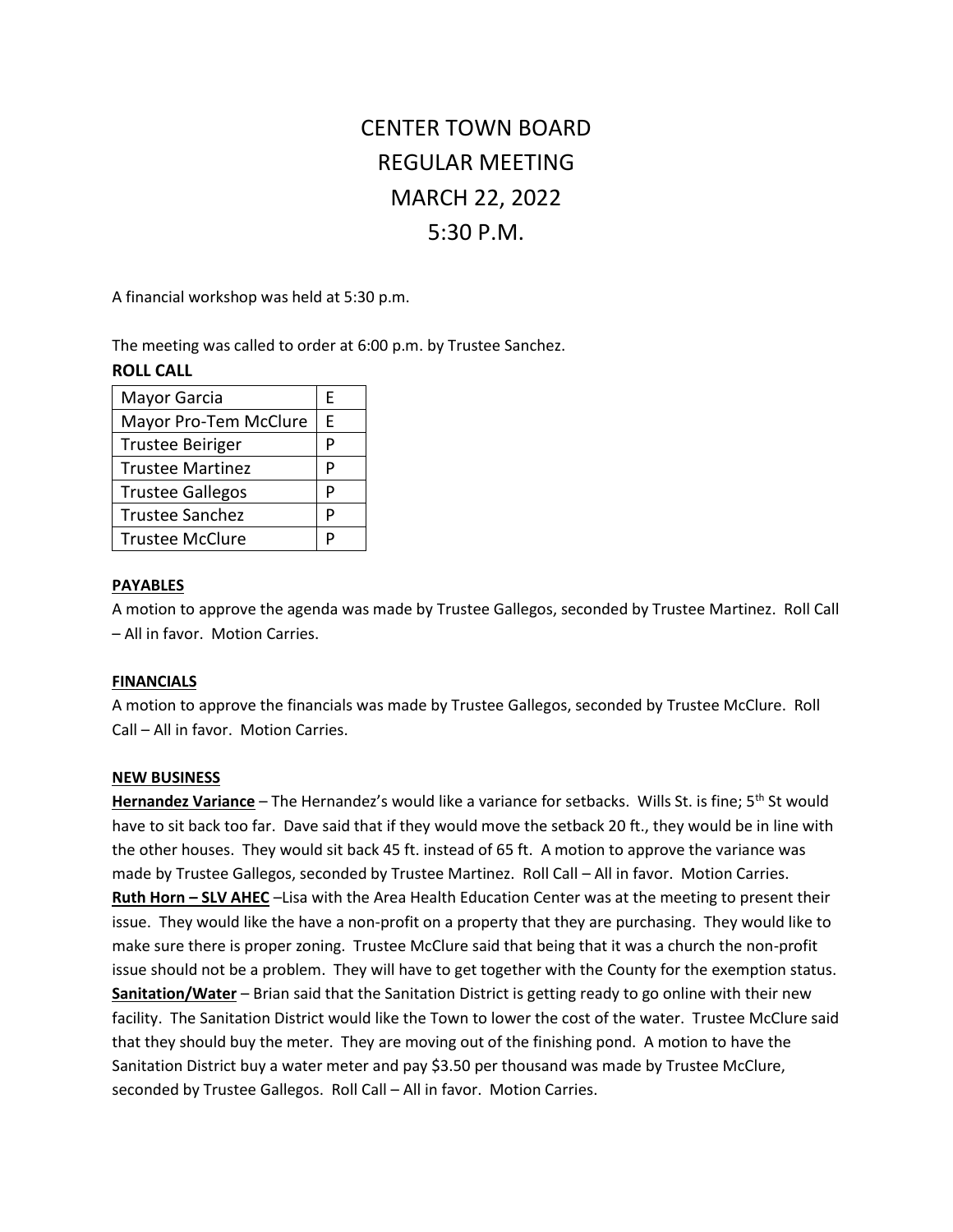# CENTER TOWN BOARD
# REGULAR MEETING
# MARCH 22, 2022
# 5:30 P.M.

A financial workshop was held at 5:30 p.m.

The meeting was called to order at 6:00 p.m. by Trustee Sanchez.

**ROLL CALL**

| | |
|---|---|
| Mayor Garcia | E |
| Mayor Pro-Tem McClure | E |
| Trustee Beiriger | P |
| Trustee Martinez | P |
| Trustee Gallegos | P |
| Trustee Sanchez | P |
| Trustee McClure | P |

**PAYABLES**

A motion to approve the agenda was made by Trustee Gallegos, seconded by Trustee Martinez. Roll Call – All in favor. Motion Carries.

**FINANCIALS**

A motion to approve the financials was made by Trustee Gallegos, seconded by Trustee McClure. Roll Call – All in favor. Motion Carries.

**NEW BUSINESS**

**Hernandez Variance** – The Hernandez's would like a variance for setbacks. Wills St. is fine; 5th St would have to sit back too far. Dave said that if they would move the setback 20 ft., they would be in line with the other houses. They would sit back 45 ft. instead of 65 ft. A motion to approve the variance was made by Trustee Gallegos, seconded by Trustee Martinez. Roll Call – All in favor. Motion Carries.

**Ruth Horn – SLV AHEC** –Lisa with the Area Health Education Center was at the meeting to present their issue. They would like the have a non-profit on a property that they are purchasing. They would like to make sure there is proper zoning. Trustee McClure said that being that it was a church the non-profit issue should not be a problem. They will have to get together with the County for the exemption status.

**Sanitation/Water** – Brian said that the Sanitation District is getting ready to go online with their new facility. The Sanitation District would like the Town to lower the cost of the water. Trustee McClure said that they should buy the meter. They are moving out of the finishing pond. A motion to have the Sanitation District buy a water meter and pay $3.50 per thousand was made by Trustee McClure, seconded by Trustee Gallegos. Roll Call – All in favor. Motion Carries.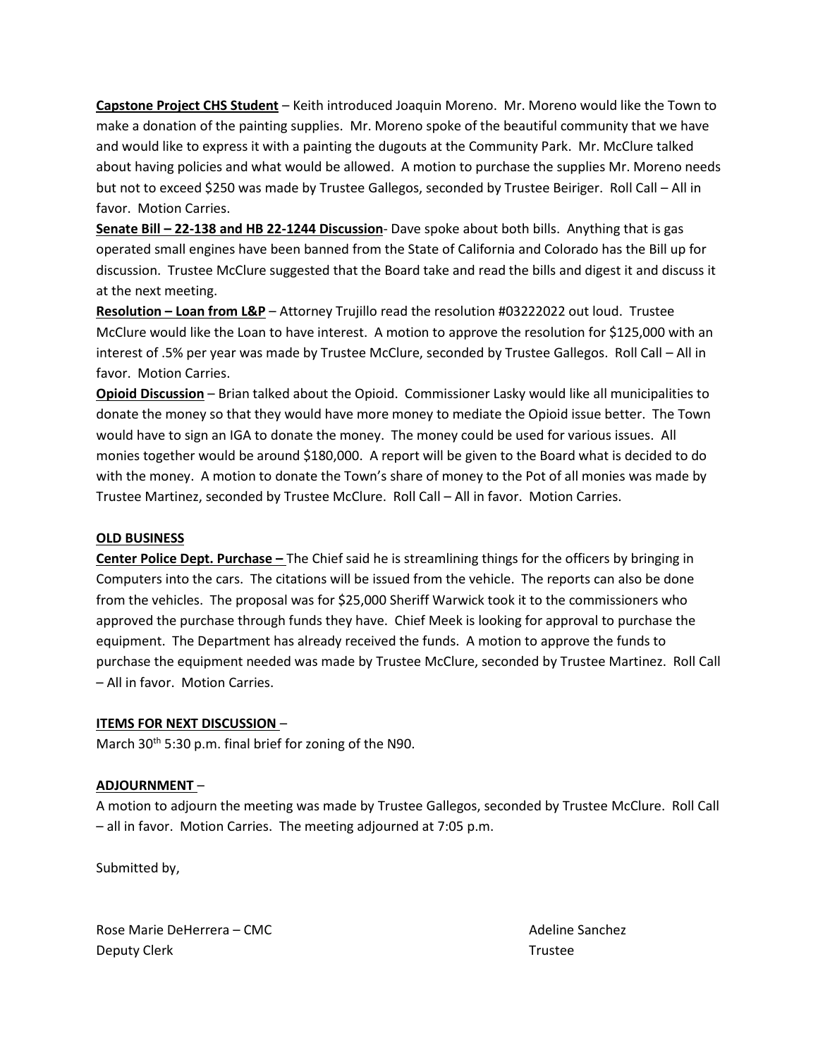**Capstone Project CHS Student** – Keith introduced Joaquin Moreno. Mr. Moreno would like the Town to make a donation of the painting supplies. Mr. Moreno spoke of the beautiful community that we have and would like to express it with a painting the dugouts at the Community Park. Mr. McClure talked about having policies and what would be allowed. A motion to purchase the supplies Mr. Moreno needs but not to exceed $250 was made by Trustee Gallegos, seconded by Trustee Beiriger. Roll Call – All in favor. Motion Carries.

**Senate Bill – 22-138 and HB 22-1244 Discussion**- Dave spoke about both bills. Anything that is gas operated small engines have been banned from the State of California and Colorado has the Bill up for discussion. Trustee McClure suggested that the Board take and read the bills and digest it and discuss it at the next meeting.

**Resolution – Loan from L&P** – Attorney Trujillo read the resolution #03222022 out loud. Trustee McClure would like the Loan to have interest. A motion to approve the resolution for $125,000 with an interest of .5% per year was made by Trustee McClure, seconded by Trustee Gallegos. Roll Call – All in favor. Motion Carries.

**Opioid Discussion** – Brian talked about the Opioid. Commissioner Lasky would like all municipalities to donate the money so that they would have more money to mediate the Opioid issue better. The Town would have to sign an IGA to donate the money. The money could be used for various issues. All monies together would be around $180,000. A report will be given to the Board what is decided to do with the money. A motion to donate the Town's share of money to the Pot of all monies was made by Trustee Martinez, seconded by Trustee McClure. Roll Call – All in favor. Motion Carries.

**OLD BUSINESS**

**Center Police Dept. Purchase –** The Chief said he is streamlining things for the officers by bringing in Computers into the cars. The citations will be issued from the vehicle. The reports can also be done from the vehicles. The proposal was for $25,000 Sheriff Warwick took it to the commissioners who approved the purchase through funds they have. Chief Meek is looking for approval to purchase the equipment. The Department has already received the funds. A motion to approve the funds to purchase the equipment needed was made by Trustee McClure, seconded by Trustee Martinez. Roll Call – All in favor. Motion Carries.

**ITEMS FOR NEXT DISCUSSION** –

March 30th 5:30 p.m. final brief for zoning of the N90.

**ADJOURNMENT** –

A motion to adjourn the meeting was made by Trustee Gallegos, seconded by Trustee McClure. Roll Call – all in favor. Motion Carries. The meeting adjourned at 7:05 p.m.

Submitted by,

Rose Marie DeHerrera – CMC
Deputy Clerk

Adeline Sanchez
Trustee